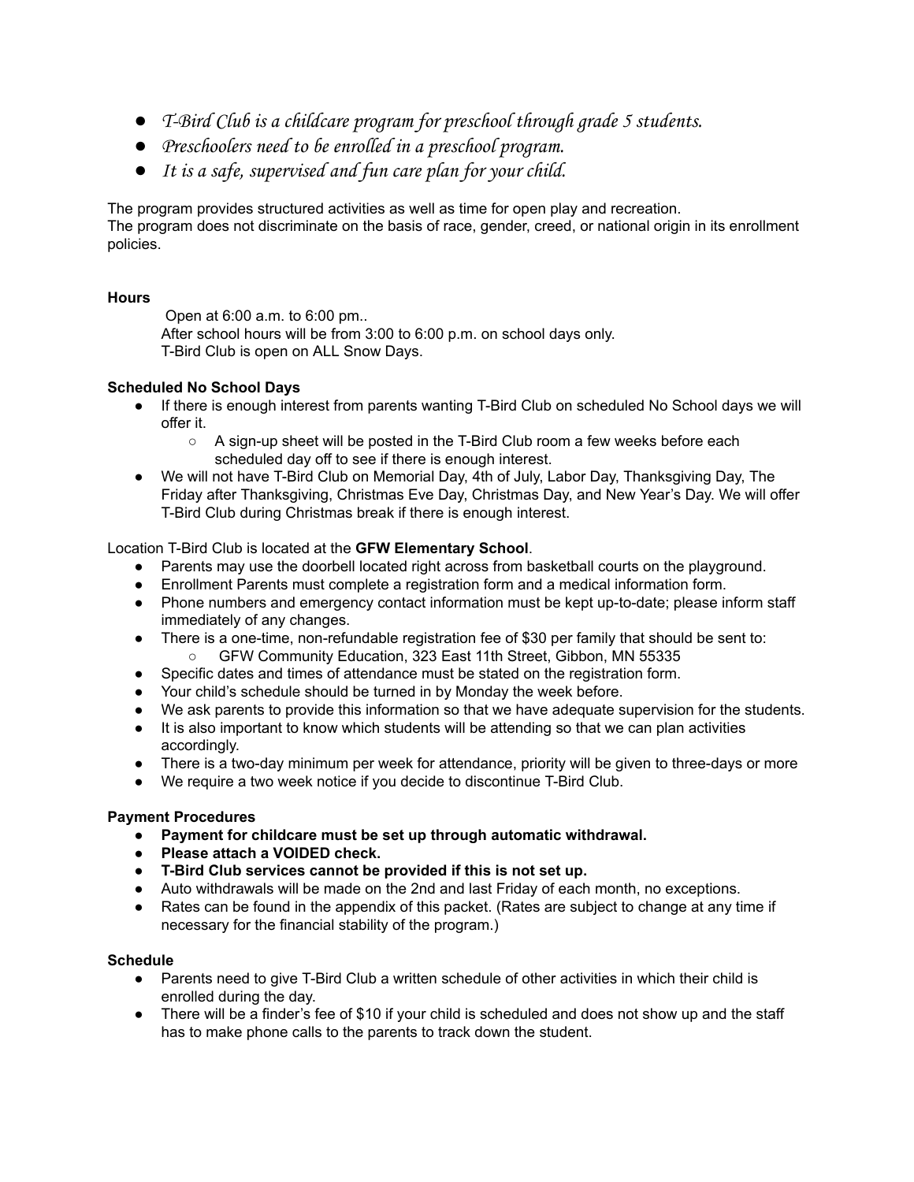- *T-Bird Club is a childcare program for preschool through grade 5 students.*
- *Preschoolers need to be enrolled in a preschool program.*
- *It is a safe, supervised and fun care plan for your child.*

The program provides structured activities as well as time for open play and recreation.
The program does not discriminate on the basis of race, gender, creed, or national origin in its enrollment policies.

**Hours**

Open at 6:00 a.m. to 6:00 pm..
After school hours will be from 3:00 to 6:00 p.m. on school days only.
T-Bird Club is open on ALL Snow Days.

**Scheduled No School Days**

- If there is enough interest from parents wanting T-Bird Club on scheduled No School days we will offer it.
    - A sign-up sheet will be posted in the T-Bird Club room a few weeks before each scheduled day off to see if there is enough interest.
- We will not have T-Bird Club on Memorial Day, 4th of July, Labor Day, Thanksgiving Day, The Friday after Thanksgiving, Christmas Eve Day, Christmas Day, and New Year's Day. We will offer T-Bird Club during Christmas break if there is enough interest.

Location T-Bird Club is located at the **GFW Elementary School**.

- Parents may use the doorbell located right across from basketball courts on the playground.
- Enrollment Parents must complete a registration form and a medical information form.
- Phone numbers and emergency contact information must be kept up-to-date; please inform staff immediately of any changes.
- There is a one-time, non-refundable registration fee of $30 per family that should be sent to:
    - GFW Community Education, 323 East 11th Street, Gibbon, MN 55335
- Specific dates and times of attendance must be stated on the registration form.
- Your child's schedule should be turned in by Monday the week before.
- We ask parents to provide this information so that we have adequate supervision for the students.
- It is also important to know which students will be attending so that we can plan activities accordingly.
- There is a two-day minimum per week for attendance, priority will be given to three-days or more
- We require a two week notice if you decide to discontinue T-Bird Club.

**Payment Procedures**

- **Payment for childcare must be set up through automatic withdrawal.**
- **Please attach a VOIDED check.**
- **T-Bird Club services cannot be provided if this is not set up.**
- Auto withdrawals will be made on the 2nd and last Friday of each month, no exceptions.
- Rates can be found in the appendix of this packet. (Rates are subject to change at any time if necessary for the financial stability of the program.)

**Schedule**

- Parents need to give T-Bird Club a written schedule of other activities in which their child is enrolled during the day.
- There will be a finder's fee of $10 if your child is scheduled and does not show up and the staff has to make phone calls to the parents to track down the student.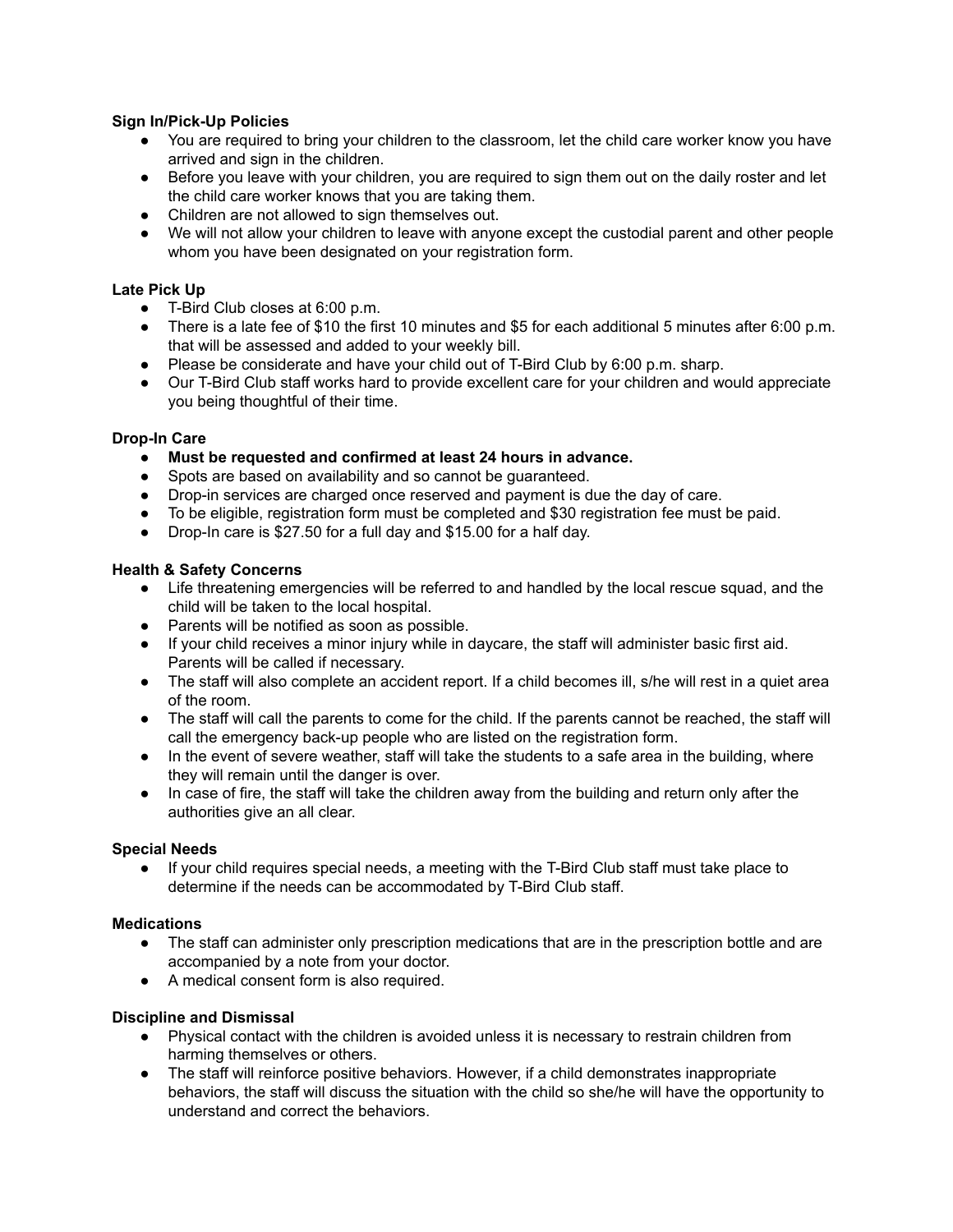**Sign In/Pick-Up Policies**

- You are required to bring your children to the classroom, let the child care worker know you have arrived and sign in the children.
- Before you leave with your children, you are required to sign them out on the daily roster and let the child care worker knows that you are taking them.
- Children are not allowed to sign themselves out.
- We will not allow your children to leave with anyone except the custodial parent and other people whom you have been designated on your registration form.

**Late Pick Up**

- T-Bird Club closes at 6:00 p.m.
- There is a late fee of $10 the first 10 minutes and $5 for each additional 5 minutes after 6:00 p.m. that will be assessed and added to your weekly bill.
- Please be considerate and have your child out of T-Bird Club by 6:00 p.m. sharp.
- Our T-Bird Club staff works hard to provide excellent care for your children and would appreciate you being thoughtful of their time.

**Drop-In Care**

- **Must be requested and confirmed at least 24 hours in advance.**
- Spots are based on availability and so cannot be guaranteed.
- Drop-in services are charged once reserved and payment is due the day of care.
- To be eligible, registration form must be completed and $30 registration fee must be paid.
- Drop-In care is $27.50 for a full day and $15.00 for a half day.

**Health & Safety Concerns**

- Life threatening emergencies will be referred to and handled by the local rescue squad, and the child will be taken to the local hospital.
- Parents will be notified as soon as possible.
- If your child receives a minor injury while in daycare, the staff will administer basic first aid. Parents will be called if necessary.
- The staff will also complete an accident report. If a child becomes ill, s/he will rest in a quiet area of the room.
- The staff will call the parents to come for the child. If the parents cannot be reached, the staff will call the emergency back-up people who are listed on the registration form.
- In the event of severe weather, staff will take the students to a safe area in the building, where they will remain until the danger is over.
- In case of fire, the staff will take the children away from the building and return only after the authorities give an all clear.

**Special Needs**

- If your child requires special needs, a meeting with the T-Bird Club staff must take place to determine if the needs can be accommodated by T-Bird Club staff.

**Medications**

- The staff can administer only prescription medications that are in the prescription bottle and are accompanied by a note from your doctor.
- A medical consent form is also required.

**Discipline and Dismissal**

- Physical contact with the children is avoided unless it is necessary to restrain children from harming themselves or others.
- The staff will reinforce positive behaviors. However, if a child demonstrates inappropriate behaviors, the staff will discuss the situation with the child so she/he will have the opportunity to understand and correct the behaviors.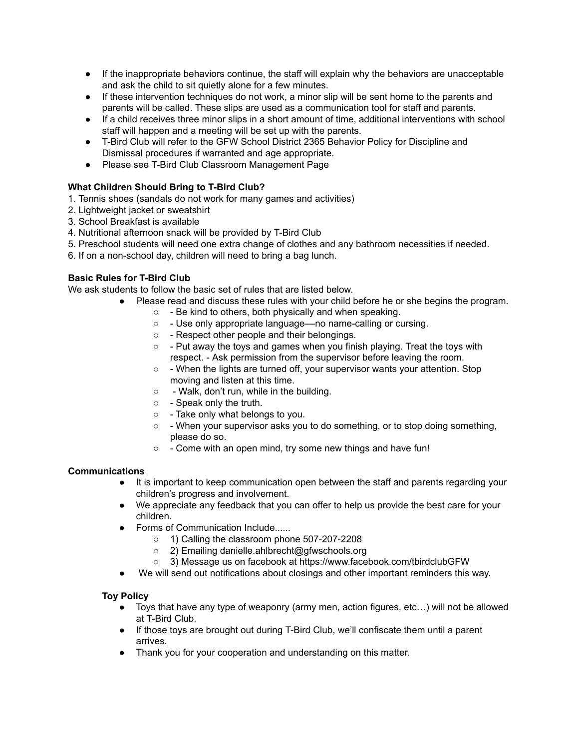- If the inappropriate behaviors continue, the staff will explain why the behaviors are unacceptable and ask the child to sit quietly alone for a few minutes.
- If these intervention techniques do not work, a minor slip will be sent home to the parents and parents will be called. These slips are used as a communication tool for staff and parents.
- If a child receives three minor slips in a short amount of time, additional interventions with school staff will happen and a meeting will be set up with the parents.
- T-Bird Club will refer to the GFW School District 2365 Behavior Policy for Discipline and Dismissal procedures if warranted and age appropriate.
- Please see T-Bird Club Classroom Management Page

**What Children Should Bring to T-Bird Club?**

1. Tennis shoes (sandals do not work for many games and activities)
2. Lightweight jacket or sweatshirt
3. School Breakfast is available
4. Nutritional afternoon snack will be provided by T-Bird Club
5. Preschool students will need one extra change of clothes and any bathroom necessities if needed.
6. If on a non-school day, children will need to bring a bag lunch.

**Basic Rules for T-Bird Club**

We ask students to follow the basic set of rules that are listed below.

- Please read and discuss these rules with your child before he or she begins the program.
    - - Be kind to others, both physically and when speaking.
    - - Use only appropriate language—no name-calling or cursing.
    - - Respect other people and their belongings.
    - - Put away the toys and games when you finish playing. Treat the toys with respect. - Ask permission from the supervisor before leaving the room.
    - - When the lights are turned off, your supervisor wants your attention. Stop moving and listen at this time.
    - - Walk, don't run, while in the building.
    - - Speak only the truth.
    - - Take only what belongs to you.
    - - When your supervisor asks you to do something, or to stop doing something, please do so.
    - - Come with an open mind, try some new things and have fun!

**Communications**

- It is important to keep communication open between the staff and parents regarding your children's progress and involvement.
- We appreciate any feedback that you can offer to help us provide the best care for your children.
- Forms of Communication Include......
    - 1) Calling the classroom phone 507-207-2208
    - 2) Emailing danielle.ahlbrecht@gfwschools.org
    - 3) Message us on facebook at https://www.facebook.com/tbirdclubGFW
- We will send out notifications about closings and other important reminders this way.

**Toy Policy**

- Toys that have any type of weaponry (army men, action figures, etc…) will not be allowed at T-Bird Club.
- If those toys are brought out during T-Bird Club, we'll confiscate them until a parent arrives.
- Thank you for your cooperation and understanding on this matter.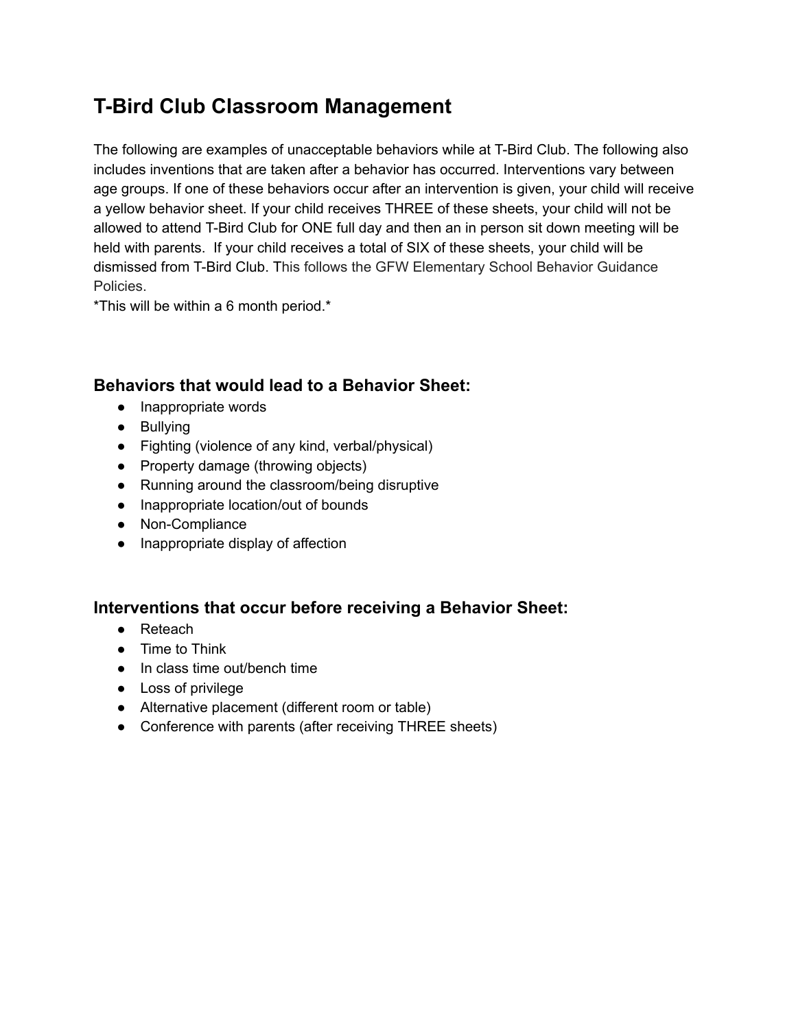# T-Bird Club Classroom Management

The following are examples of unacceptable behaviors while at T-Bird Club. The following also includes inventions that are taken after a behavior has occurred. Interventions vary between age groups. If one of these behaviors occur after an intervention is given, your child will receive a yellow behavior sheet. If your child receives THREE of these sheets, your child will not be allowed to attend T-Bird Club for ONE full day and then an in person sit down meeting will be held with parents. If your child receives a total of SIX of these sheets, your child will be dismissed from T-Bird Club. This follows the GFW Elementary School Behavior Guidance Policies.

*This will be within a 6 month period.*

### Behaviors that would lead to a Behavior Sheet:

- Inappropriate words
- Bullying
- Fighting (violence of any kind, verbal/physical)
- Property damage (throwing objects)
- Running around the classroom/being disruptive
- Inappropriate location/out of bounds
- Non-Compliance
- Inappropriate display of affection

### Interventions that occur before receiving a Behavior Sheet:

- Reteach
- Time to Think
- In class time out/bench time
- Loss of privilege
- Alternative placement (different room or table)
- Conference with parents (after receiving THREE sheets)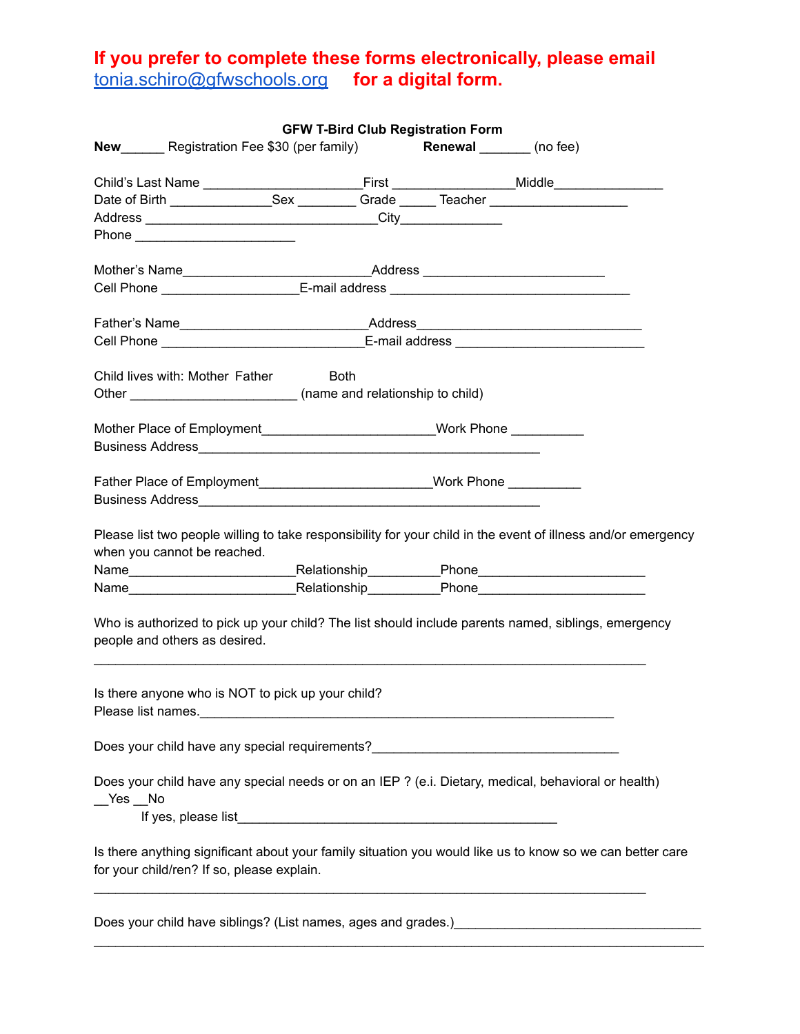**If you prefer to complete these forms electronically, please email [tonia.schiro@gfwschools.org](mailto:tonia.schiro@gfwschools.org) for a digital form.**

**GFW T-Bird Club Registration Form**

**New**______ Registration Fee $30 (per family) **Renewal** _______ (no fee)

Child's Last Name _____________________First ________________Middle______________
Date of Birth ______________Sex ________ Grade _____ Teacher ___________________
Address ________________________________City_____________
Phone _____________________

Mother's Name_________________________Address ________________________
Cell Phone __________________E-mail address ________________________________

Father's Name_________________________Address______________________________
Cell Phone ___________________________E-mail address _________________________

Child lives with: Mother Father Both
Other ______________________ (name and relationship to child)

Mother Place of Employment______________________Work Phone __________
Business Address______________________________________________

Father Place of Employment______________________Work Phone __________
Business Address______________________________________________

Please list two people willing to take responsibility for your child in the event of illness and/or emergency when you cannot be reached.

Name______________________Relationship_________Phone______________________
Name______________________Relationship_________Phone______________________

Who is authorized to pick up your child? The list should include parents named, siblings, emergency people and others as desired.

___________________________________________________________________________

Is there anyone who is NOT to pick up your child?
Please list names.________________________________________________________

Does your child have any special requirements?_________________________________

Does your child have any special needs or on an IEP ? (e.i. Dietary, medical, behavioral or health)
__Yes __No
If yes, please list___________________________________________

Is there anything significant about your family situation you would like us to know so we can better care for your child/ren? If so, please explain.

___________________________________________________________________________

Does your child have siblings? (List names, ages and grades.)________________________________
_________________________________________________________________________________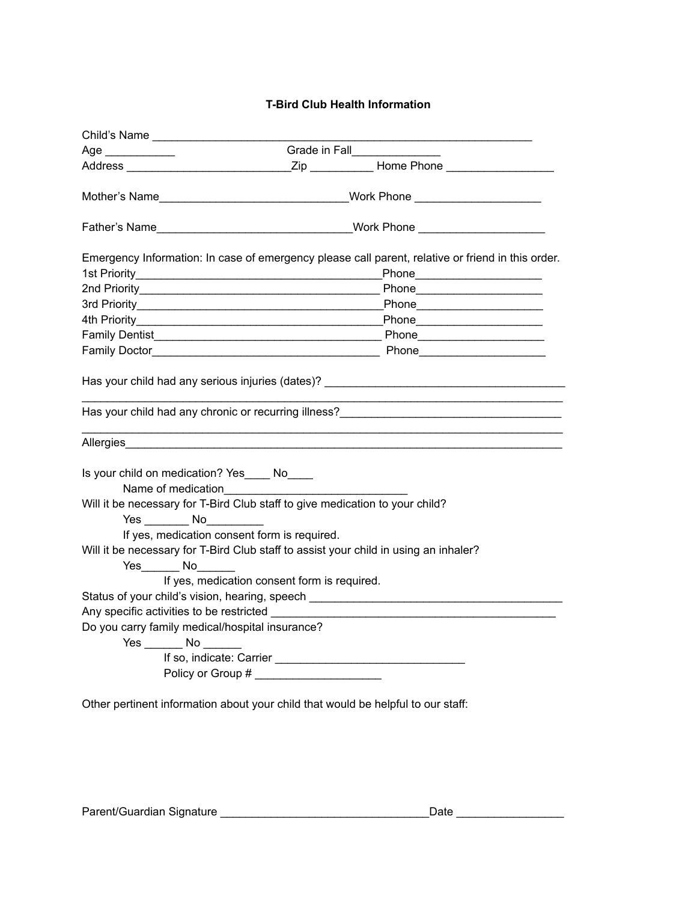# T-Bird Club Health Information

Child's Name ____________________________________________________________

Age ___________ Grade in Fall______________

Address __________________________Zip __________ Home Phone _________________

Mother's Name______________________________Work Phone ____________________

Father's Name_______________________________Work Phone ____________________

Emergency Information: In case of emergency please call parent, relative or friend in this order.

1st Priority_______________________________________Phone____________________

2nd Priority_______________________________________ Phone____________________

3rd Priority_______________________________________Phone____________________

4th Priority_______________________________________Phone____________________

Family Dentist____________________________________ Phone____________________

Family Doctor____________________________________ Phone____________________

Has your child had any serious injuries (dates)? _______________________________________

_____________________________________________________________________________

Has your child had any chronic or recurring illness?___________________________________

_____________________________________________________________________________

Allergies______________________________________________________________________

Is your child on medication? Yes____ No____

Name of medication______________________________

Will it be necessary for T-Bird Club staff to give medication to your child?

Yes _______ No_________

If yes, medication consent form is required.

Will it be necessary for T-Bird Club staff to assist your child in using an inhaler?

Yes______ No______

If yes, medication consent form is required.

Status of your child's vision, hearing, speech ________________________________________

Any specific activities to be restricted ______________________________________________

Do you carry family medical/hospital insurance?

Yes ______ No ______

If so, indicate: Carrier ______________________________

Policy or Group # ____________________

Other pertinent information about your child that would be helpful to our staff:

Parent/Guardian Signature _________________________________Date _________________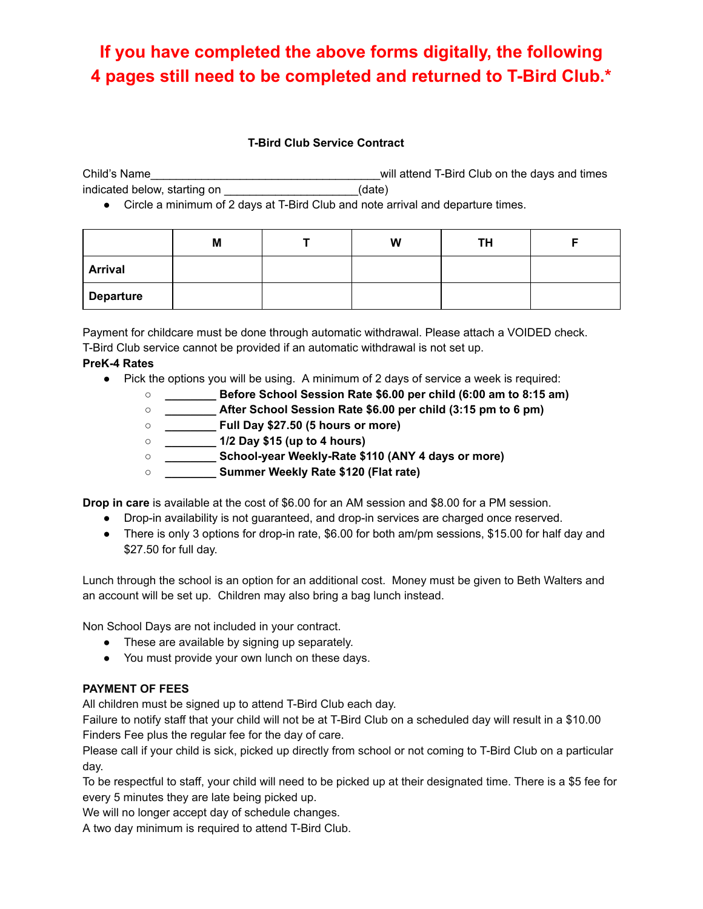**If you have completed the above forms digitally, the following 4 pages still need to be completed and returned to T-Bird Club.***

**T-Bird Club Service Contract**

Child's Name____________________________________will attend T-Bird Club on the days and times indicated below, starting on _____________________(date)

- Circle a minimum of 2 days at T-Bird Club and note arrival and departure times.

| | M | T | W | TH | F |
|---|---|---|---|---|---|
| **Arrival** | | | | | |
| **Departure** | | | | | |

Payment for childcare must be done through automatic withdrawal. Please attach a VOIDED check. T-Bird Club service cannot be provided if an automatic withdrawal is not set up.

**PreK-4 Rates**

- Pick the options you will be using. A minimum of 2 days of service a week is required:
  - **________ Before School Session Rate $6.00 per child (6:00 am to 8:15 am)**
  - **________ After School Session Rate $6.00 per child (3:15 pm to 6 pm)**
  - **________ Full Day $27.50 (5 hours or more)**
  - **________ 1/2 Day $15 (up to 4 hours)**
  - **________ School-year Weekly-Rate $110 (ANY 4 days or more)**
  - **________ Summer Weekly Rate $120 (Flat rate)**

**Drop in care** is available at the cost of $6.00 for an AM session and $8.00 for a PM session.

- Drop-in availability is not guaranteed, and drop-in services are charged once reserved.
- There is only 3 options for drop-in rate, $6.00 for both am/pm sessions, $15.00 for half day and $27.50 for full day.

Lunch through the school is an option for an additional cost. Money must be given to Beth Walters and an account will be set up. Children may also bring a bag lunch instead.

Non School Days are not included in your contract.

- These are available by signing up separately.
- You must provide your own lunch on these days.

**PAYMENT OF FEES**

All children must be signed up to attend T-Bird Club each day.
Failure to notify staff that your child will not be at T-Bird Club on a scheduled day will result in a $10.00 Finders Fee plus the regular fee for the day of care.
Please call if your child is sick, picked up directly from school or not coming to T-Bird Club on a particular day.
To be respectful to staff, your child will need to be picked up at their designated time. There is a $5 fee for every 5 minutes they are late being picked up.
We will no longer accept day of schedule changes.
A two day minimum is required to attend T-Bird Club.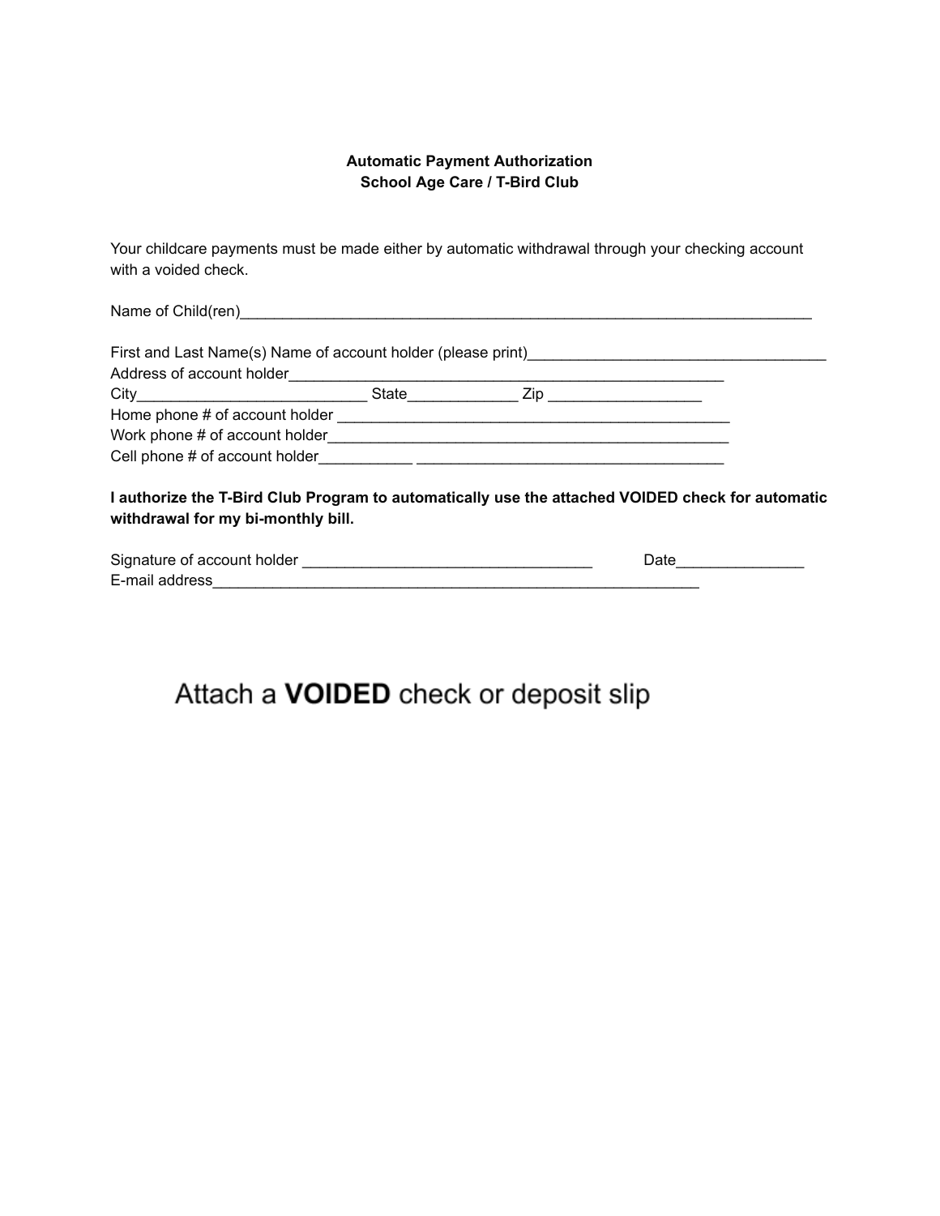**Automatic Payment Authorization**
**School Age Care / T-Bird Club**

Your childcare payments must be made either by automatic withdrawal through your checking account with a voided check.

Name of Child(ren)_______________________________________________________________________

First and Last Name(s) Name of account holder (please print)___________________________________
Address of account holder_____________________________________________________
City___________________________ State_____________ Zip __________________
Home phone # of account holder _________________________________________________
Work phone # of account holder_________________________________________________
Cell phone # of account holder___________ ______________________________________

**I authorize the T-Bird Club Program to automatically use the attached VOIDED check for automatic withdrawal for my bi-monthly bill.**

Signature of account holder __________________________________ Date_______________
E-mail address__________________________________________________________

Attach a **VOIDED** check or deposit slip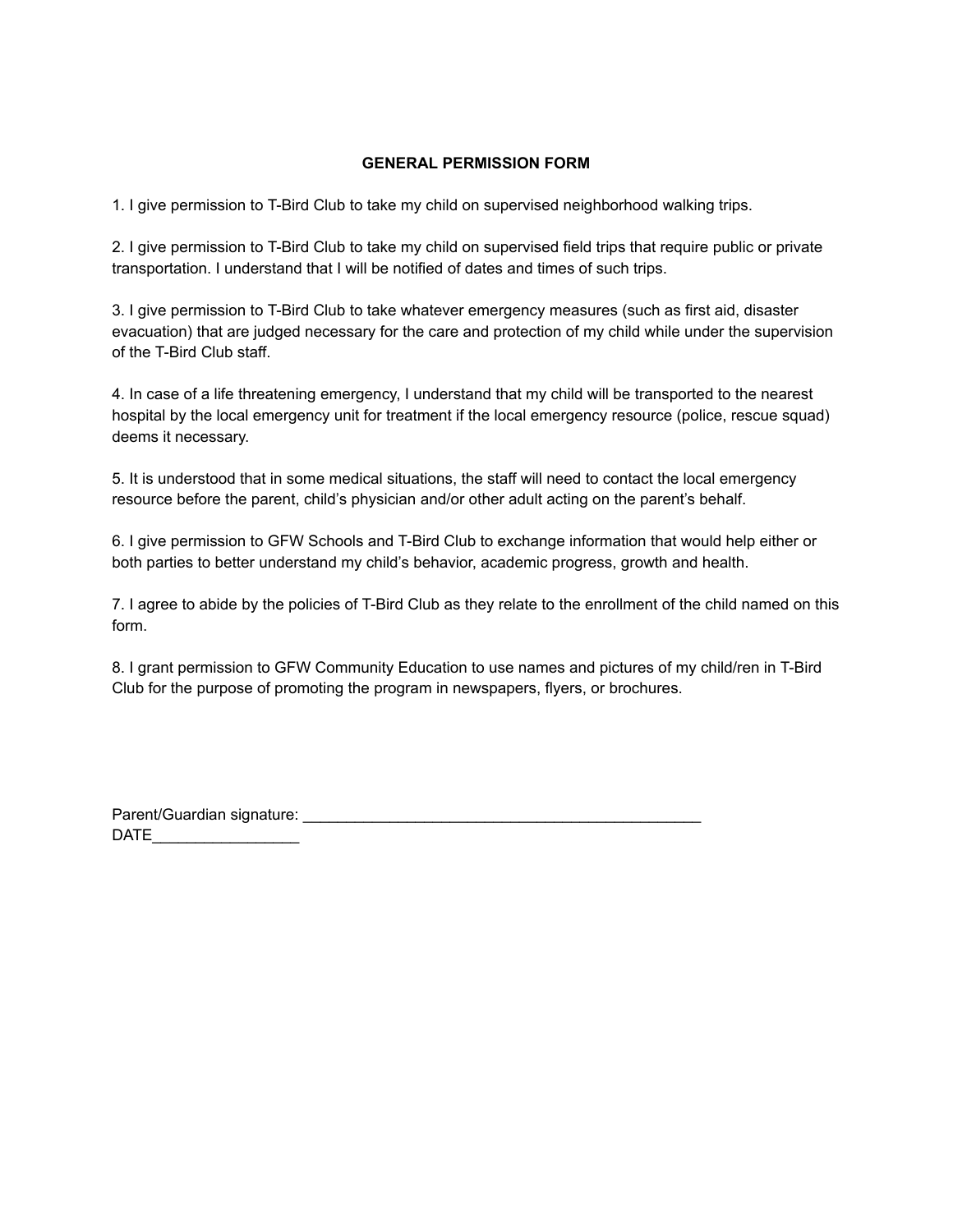**GENERAL PERMISSION FORM**

1. I give permission to T-Bird Club to take my child on supervised neighborhood walking trips.

2. I give permission to T-Bird Club to take my child on supervised field trips that require public or private transportation. I understand that I will be notified of dates and times of such trips.

3. I give permission to T-Bird Club to take whatever emergency measures (such as first aid, disaster evacuation) that are judged necessary for the care and protection of my child while under the supervision of the T-Bird Club staff.

4. In case of a life threatening emergency, I understand that my child will be transported to the nearest hospital by the local emergency unit for treatment if the local emergency resource (police, rescue squad) deems it necessary.

5. It is understood that in some medical situations, the staff will need to contact the local emergency resource before the parent, child's physician and/or other adult acting on the parent's behalf.

6. I give permission to GFW Schools and T-Bird Club to exchange information that would help either or both parties to better understand my child's behavior, academic progress, growth and health.

7. I agree to abide by the policies of T-Bird Club as they relate to the enrollment of the child named on this form.

8. I grant permission to GFW Community Education to use names and pictures of my child/ren in T-Bird Club for the purpose of promoting the program in newspapers, flyers, or brochures.

Parent/Guardian signature: _______________________________________________
DATE_________________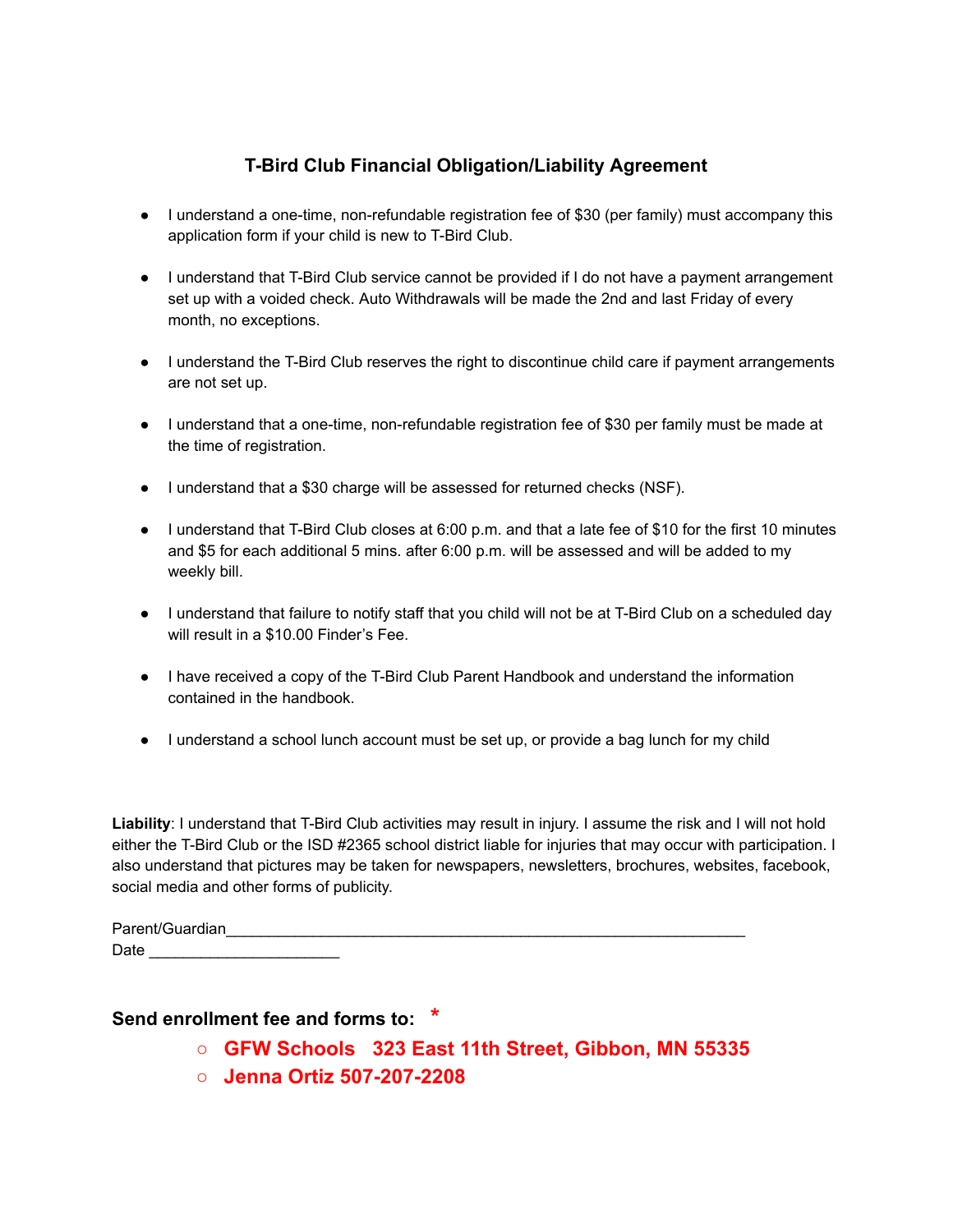## T-Bird Club Financial Obligation/Liability Agreement

- I understand a one-time, non-refundable registration fee of $30 (per family) must accompany this application form if your child is new to T-Bird Club.
- I understand that T-Bird Club service cannot be provided if I do not have a payment arrangement set up with a voided check. Auto Withdrawals will be made the 2nd and last Friday of every month, no exceptions.
- I understand the T-Bird Club reserves the right to discontinue child care if payment arrangements are not set up.
- I understand that a one-time, non-refundable registration fee of $30 per family must be made at the time of registration.
- I understand that a $30 charge will be assessed for returned checks (NSF).
- I understand that T-Bird Club closes at 6:00 p.m. and that a late fee of $10 for the first 10 minutes and $5 for each additional 5 mins. after 6:00 p.m. will be assessed and will be added to my weekly bill.
- I understand that failure to notify staff that you child will not be at T-Bird Club on a scheduled day will result in a $10.00 Finder's Fee.
- I have received a copy of the T-Bird Club Parent Handbook and understand the information contained in the handbook.
- I understand a school lunch account must be set up, or provide a bag lunch for my child

**Liability**: I understand that T-Bird Club activities may result in injury. I assume the risk and I will not hold either the T-Bird Club or the ISD #2365 school district liable for injuries that may occur with participation. I also understand that pictures may be taken for newspapers, newsletters, brochures, websites, facebook, social media and other forms of publicity.

Parent/Guardian_______________________________________________________________
Date ______________________

**Send enrollment fee and forms to:** *

- **GFW Schools 323 East 11th Street, Gibbon, MN 55335**
- **Jenna Ortiz 507-207-2208**